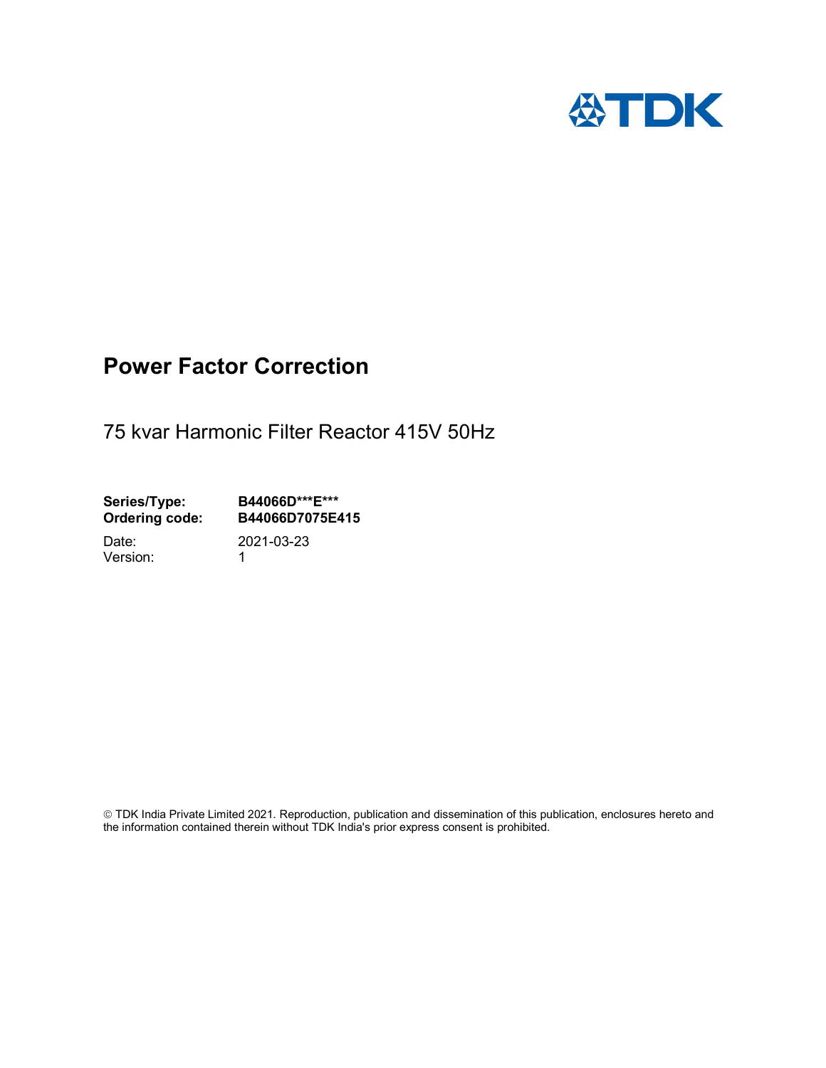# Power Factor Correction

75 kvar Harmonic Filter Reactor 415V 50Hz

| | |
|---|---|
| **Series/Type:** | **B44066D***E*** |
| **Ordering code:** | **B44066D7075E415** |
| Date: | 2021-03-23 |
| Version: | 1 |

© TDK India Private Limited 2021. Reproduction, publication and dissemination of this publication, enclosures hereto and the information contained therein without TDK India's prior express consent is prohibited.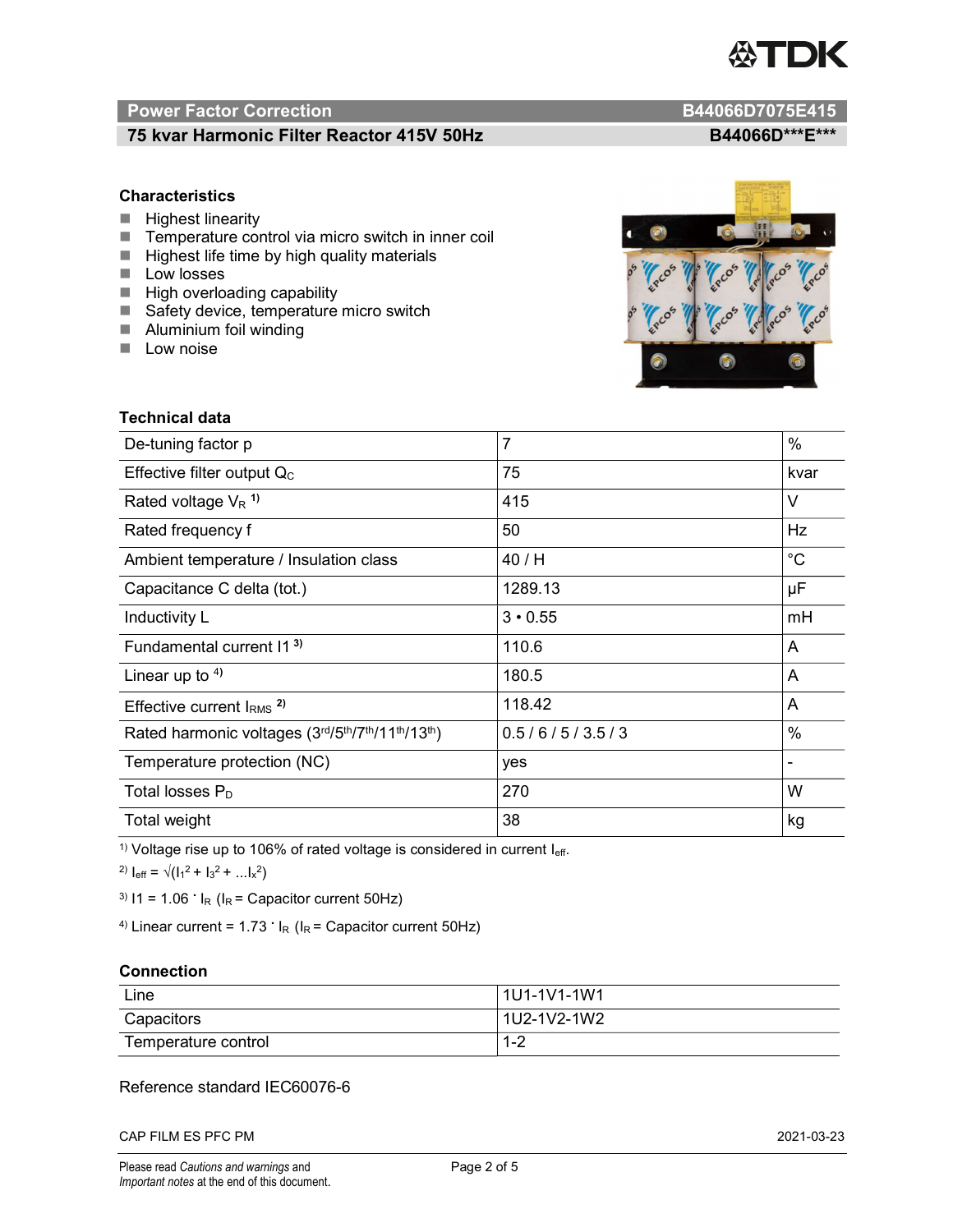## Power Factor Correction — B44066D7075E415

### 75 kvar Harmonic Filter Reactor 415V 50Hz — B44066D\*\*\*E\*\*\*

### Characteristics

- Highest linearity
- Temperature control via micro switch in inner coil
- Highest life time by high quality materials
- Low losses
- High overloading capability
- Safety device, temperature micro switch
- Aluminium foil winding
- Low noise

### Technical data

| Parameter | Value | Unit |
|---|---|---|
| De-tuning factor p | 7 | % |
| Effective filter output $Q_C$ | 75 | kvar |
| Rated voltage $V_R$ [1] | 415 | V |
| Rated frequency f | 50 | Hz |
| Ambient temperature / Insulation class | 40 / H | °C |
| Capacitance C delta (tot.) | 1289.13 | µF |
| Inductivity L | 3 • 0.55 | mH |
| Fundamental current I1 [3] | 110.6 | A |
| Linear up to [4] | 180.5 | A |
| Effective current $I_{RMS}$ [2] | 118.42 | A |
| Rated harmonic voltages (3rd/5th/7th/11th/13th) | 0.5 / 6 / 5 / 3.5 / 3 | % |
| Temperature protection (NC) | yes | - |
| Total losses $P_D$ | 270 | W |
| Total weight | 38 | kg |

[1] Voltage rise up to 106% of rated voltage is considered in current $I_{eff}$.

[2] $I_{eff} = \sqrt{(I_1^2 + I_3^2 + \ldots I_x^2)}$

[3] $I1 = 1.06 \cdot I_R$ ($I_R$ = Capacitor current 50Hz)

[4] Linear current = $1.73 \cdot I_R$ ($I_R$ = Capacitor current 50Hz)

### Connection

| | |
|---|---|
| Line | 1U1-1V1-1W1 |
| Capacitors | 1U2-1V2-1W2 |
| Temperature control | 1-2 |

Reference standard IEC60076-6

CAP FILM ES PFC PM — 2021-03-23

Please read *Cautions and warnings* and *Important notes* at the end of this document.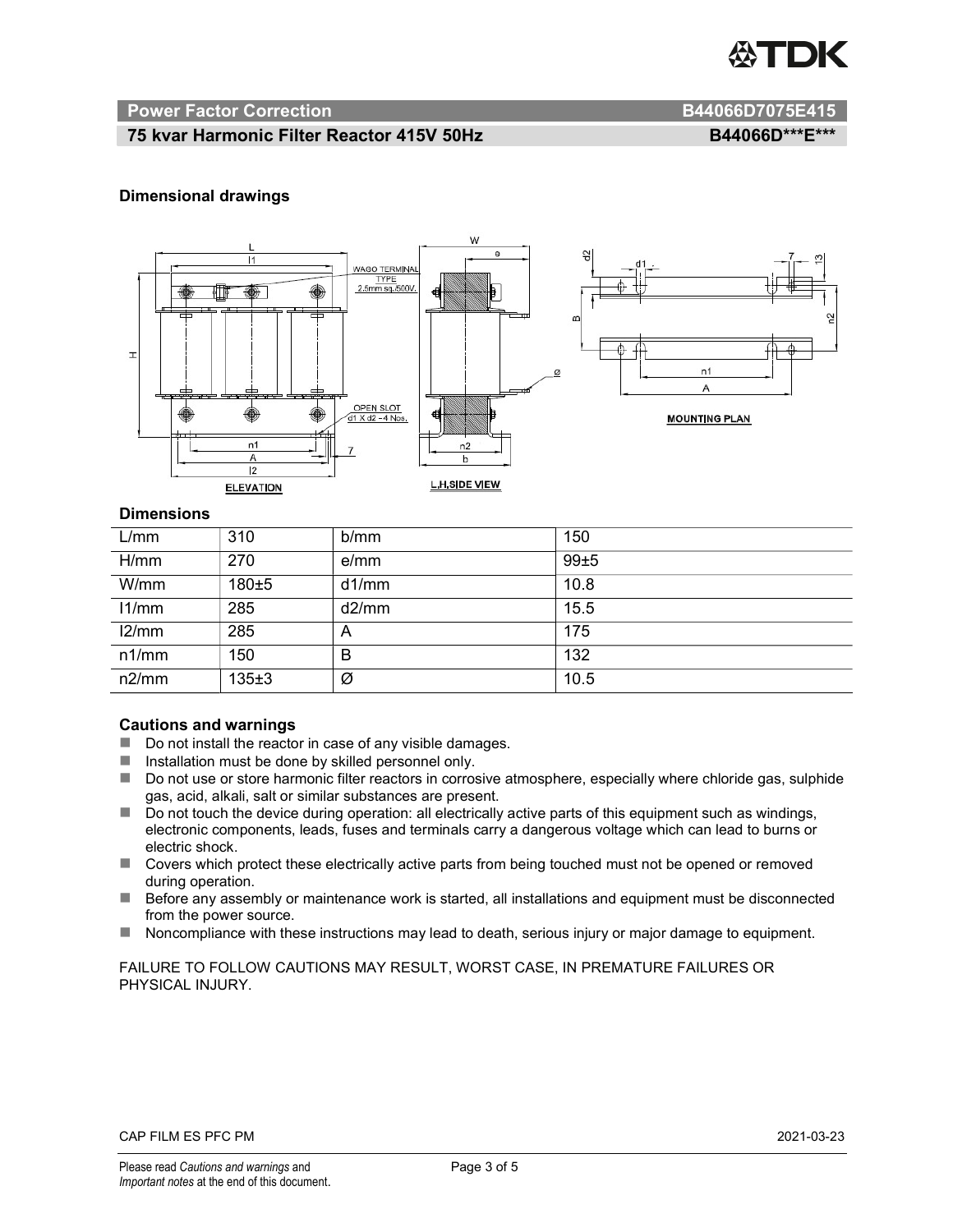## Power Factor Correction B44066D7075E415

### 75 kvar Harmonic Filter Reactor 415V 50Hz B44066D***E***

### Dimensional drawings

### Dimensions

| L/mm | 310 | b/mm | 150 |
|---|---|---|---|
| H/mm | 270 | e/mm | 99±5 |
| W/mm | 180±5 | d1/mm | 10.8 |
| l1/mm | 285 | d2/mm | 15.5 |
| l2/mm | 285 | A | 175 |
| n1/mm | 150 | B | 132 |
| n2/mm | 135±3 | Ø | 10.5 |

### Cautions and warnings

- Do not install the reactor in case of any visible damages.
- Installation must be done by skilled personnel only.
- Do not use or store harmonic filter reactors in corrosive atmosphere, especially where chloride gas, sulphide gas, acid, alkali, salt or similar substances are present.
- Do not touch the device during operation: all electrically active parts of this equipment such as windings, electronic components, leads, fuses and terminals carry a dangerous voltage which can lead to burns or electric shock.
- Covers which protect these electrically active parts from being touched must not be opened or removed during operation.
- Before any assembly or maintenance work is started, all installations and equipment must be disconnected from the power source.
- Noncompliance with these instructions may lead to death, serious injury or major damage to equipment.

FAILURE TO FOLLOW CAUTIONS MAY RESULT, WORST CASE, IN PREMATURE FAILURES OR PHYSICAL INJURY.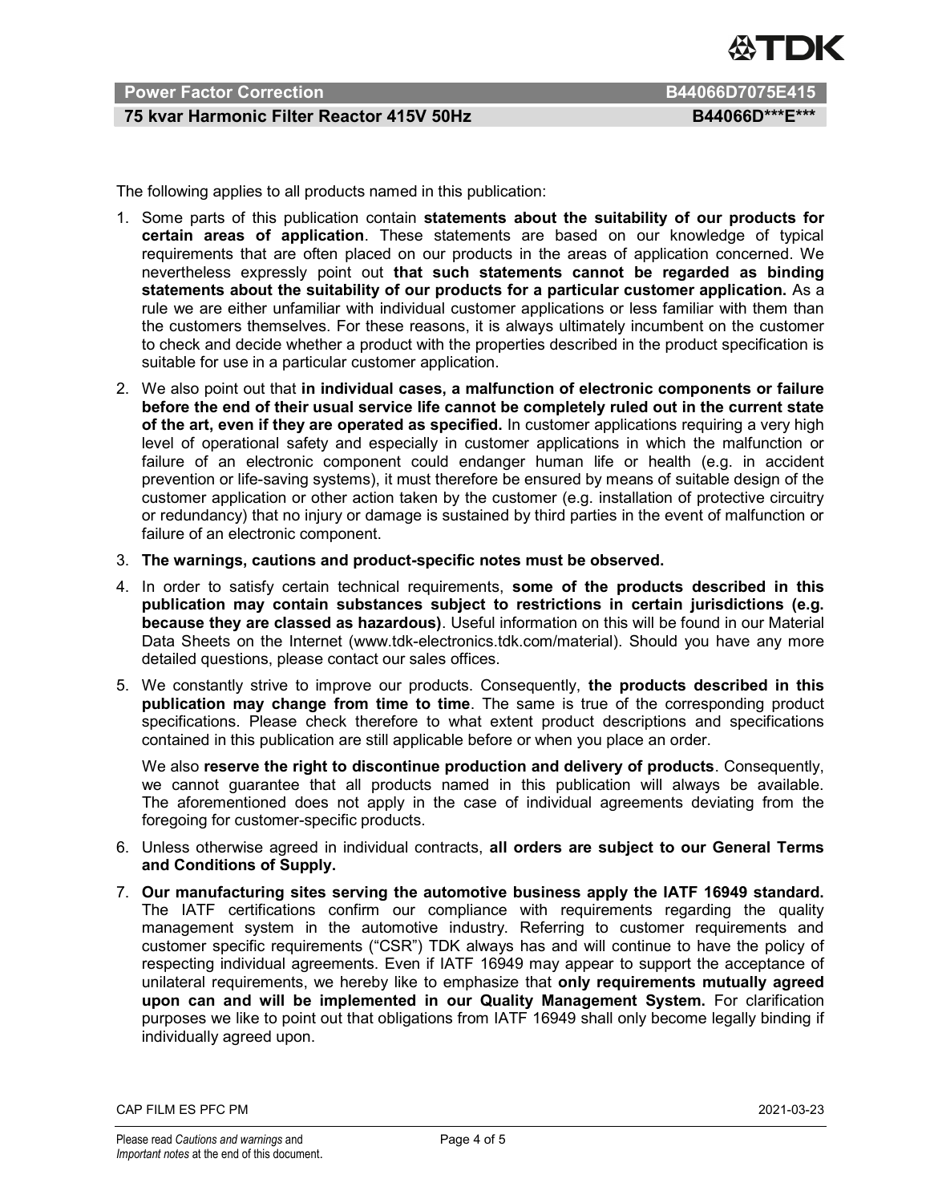The following applies to all products named in this publication:

1. Some parts of this publication contain **statements about the suitability of our products for certain areas of application**. These statements are based on our knowledge of typical requirements that are often placed on our products in the areas of application concerned. We nevertheless expressly point out **that such statements cannot be regarded as binding statements about the suitability of our products for a particular customer application.** As a rule we are either unfamiliar with individual customer applications or less familiar with them than the customers themselves. For these reasons, it is always ultimately incumbent on the customer to check and decide whether a product with the properties described in the product specification is suitable for use in a particular customer application.
2. We also point out that **in individual cases, a malfunction of electronic components or failure before the end of their usual service life cannot be completely ruled out in the current state of the art, even if they are operated as specified.** In customer applications requiring a very high level of operational safety and especially in customer applications in which the malfunction or failure of an electronic component could endanger human life or health (e.g. in accident prevention or life-saving systems), it must therefore be ensured by means of suitable design of the customer application or other action taken by the customer (e.g. installation of protective circuitry or redundancy) that no injury or damage is sustained by third parties in the event of malfunction or failure of an electronic component.
3. **The warnings, cautions and product-specific notes must be observed.**
4. In order to satisfy certain technical requirements, **some of the products described in this publication may contain substances subject to restrictions in certain jurisdictions (e.g. because they are classed as hazardous)**. Useful information on this will be found in our Material Data Sheets on the Internet (www.tdk-electronics.tdk.com/material). Should you have any more detailed questions, please contact our sales offices.
5. We constantly strive to improve our products. Consequently, **the products described in this publication may change from time to time**. The same is true of the corresponding product specifications. Please check therefore to what extent product descriptions and specifications contained in this publication are still applicable before or when you place an order.

   We also **reserve the right to discontinue production and delivery of products**. Consequently, we cannot guarantee that all products named in this publication will always be available. The aforementioned does not apply in the case of individual agreements deviating from the foregoing for customer-specific products.
6. Unless otherwise agreed in individual contracts, **all orders are subject to our General Terms and Conditions of Supply.**
7. **Our manufacturing sites serving the automotive business apply the IATF 16949 standard.** The IATF certifications confirm our compliance with requirements regarding the quality management system in the automotive industry. Referring to customer requirements and customer specific requirements ("CSR") TDK always has and will continue to have the policy of respecting individual agreements. Even if IATF 16949 may appear to support the acceptance of unilateral requirements, we hereby like to emphasize that **only requirements mutually agreed upon can and will be implemented in our Quality Management System.** For clarification purposes we like to point out that obligations from IATF 16949 shall only become legally binding if individually agreed upon.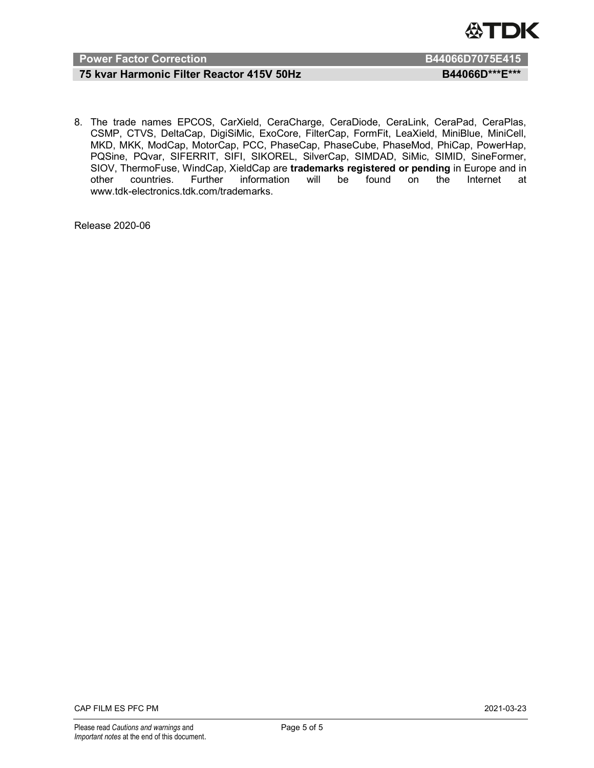8. The trade names EPCOS, CarXield, CeraCharge, CeraDiode, CeraLink, CeraPad, CeraPlas, CSMP, CTVS, DeltaCap, DigiSiMic, ExoCore, FilterCap, FormFit, LeaXield, MiniBlue, MiniCell, MKD, MKK, ModCap, MotorCap, PCC, PhaseCap, PhaseCube, PhaseMod, PhiCap, PowerHap, PQSine, PQvar, SIFERRIT, SIFI, SIKOREL, SilverCap, SIMDAD, SiMic, SIMID, SineFormer, SIOV, ThermoFuse, WindCap, XieldCap are **trademarks registered or pending** in Europe and in other countries. Further information will be found on the Internet at www.tdk-electronics.tdk.com/trademarks.

Release 2020-06